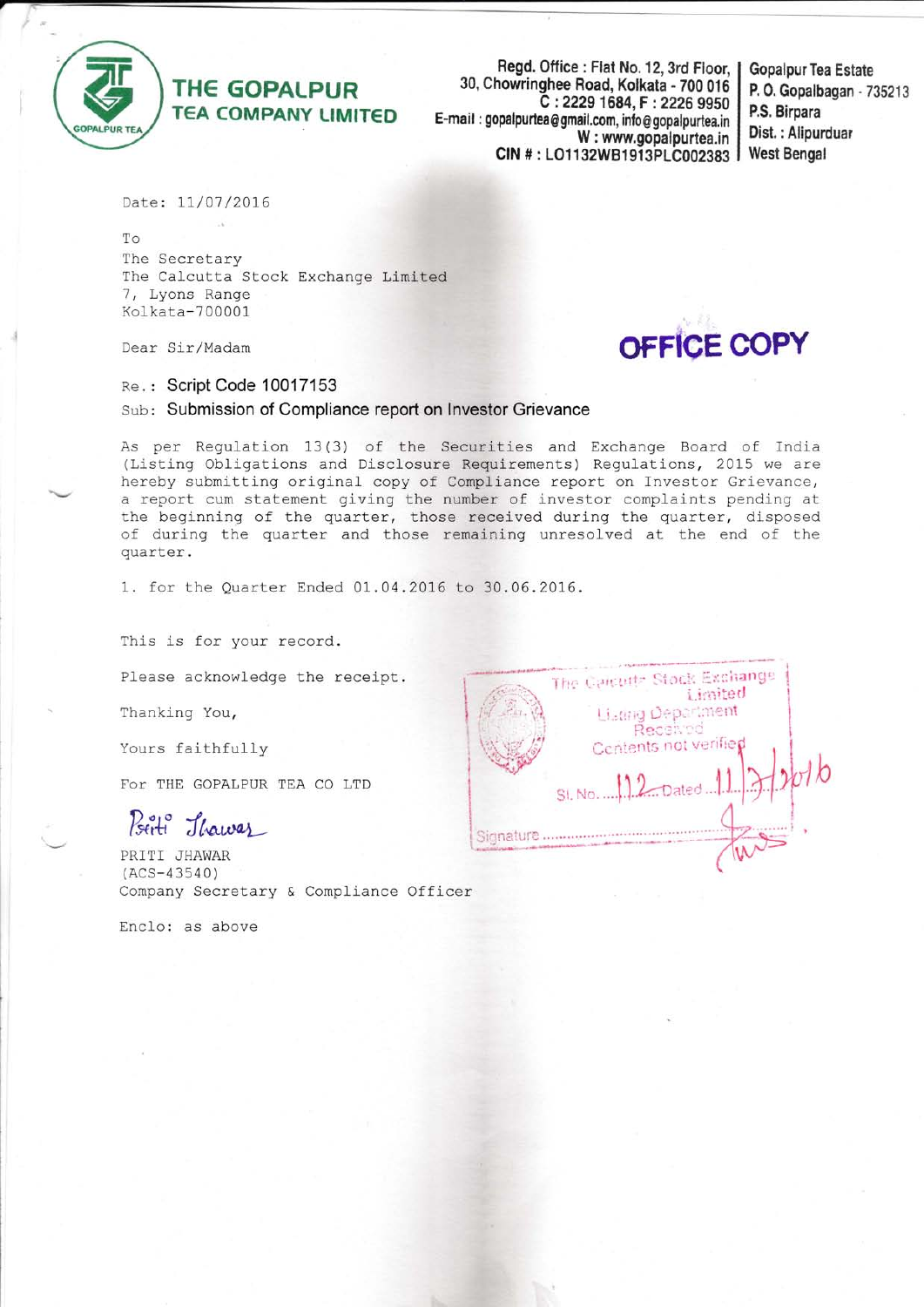# THE GOPALPUR TEA COMPANY LIMITED

Regd. Office : Flat No. 12, 3rd Floor, 30, Chowringhee Road, Kolkata - 700 016
C : 2229 1684, F : 2226 9950
E-mail : gopalpurtea@gmail.com, info@gopalpurtea.in
W : www.gopalpurtea.in
CIN # : LO1132WB1913PLC002383

Gopalpur Tea Estate
P. O. Gopalbagan - 735213
P.S. Birpara
Dist. : Alipurduar
West Bengal

Date: 11/07/2016

To
The Secretary
The Calcutta Stock Exchange Limited
7, Lyons Range
Kolkata-700001

**OFFICE COPY**

Dear Sir/Madam

Re.: **Script Code 10017153**

Sub: **Submission of Compliance report on Investor Grievance**

As per Regulation 13(3) of the Securities and Exchange Board of India (Listing Obligations and Disclosure Requirements) Regulations, 2015 we are hereby submitting original copy of Compliance report on Investor Grievance, a report cum statement giving the number of investor complaints pending at the beginning of the quarter, those received during the quarter, disposed of during the quarter and those remaining unresolved at the end of the quarter.

1. for the Quarter Ended 01.04.2016 to 30.06.2016.

This is for your record.

Please acknowledge the receipt.

Thanking You,

Yours faithfully

For THE GOPALPUR TEA CO LTD

Priti Jhawar

PRITI JHAWAR
(ACS-43540)
Company Secretary & Compliance Officer

The Calcutta Stock Exchange Limited
Listing Department
Received
Contents not verified
Sl. No. 112 Dated 11/7/2016
Signature

Enclo: as above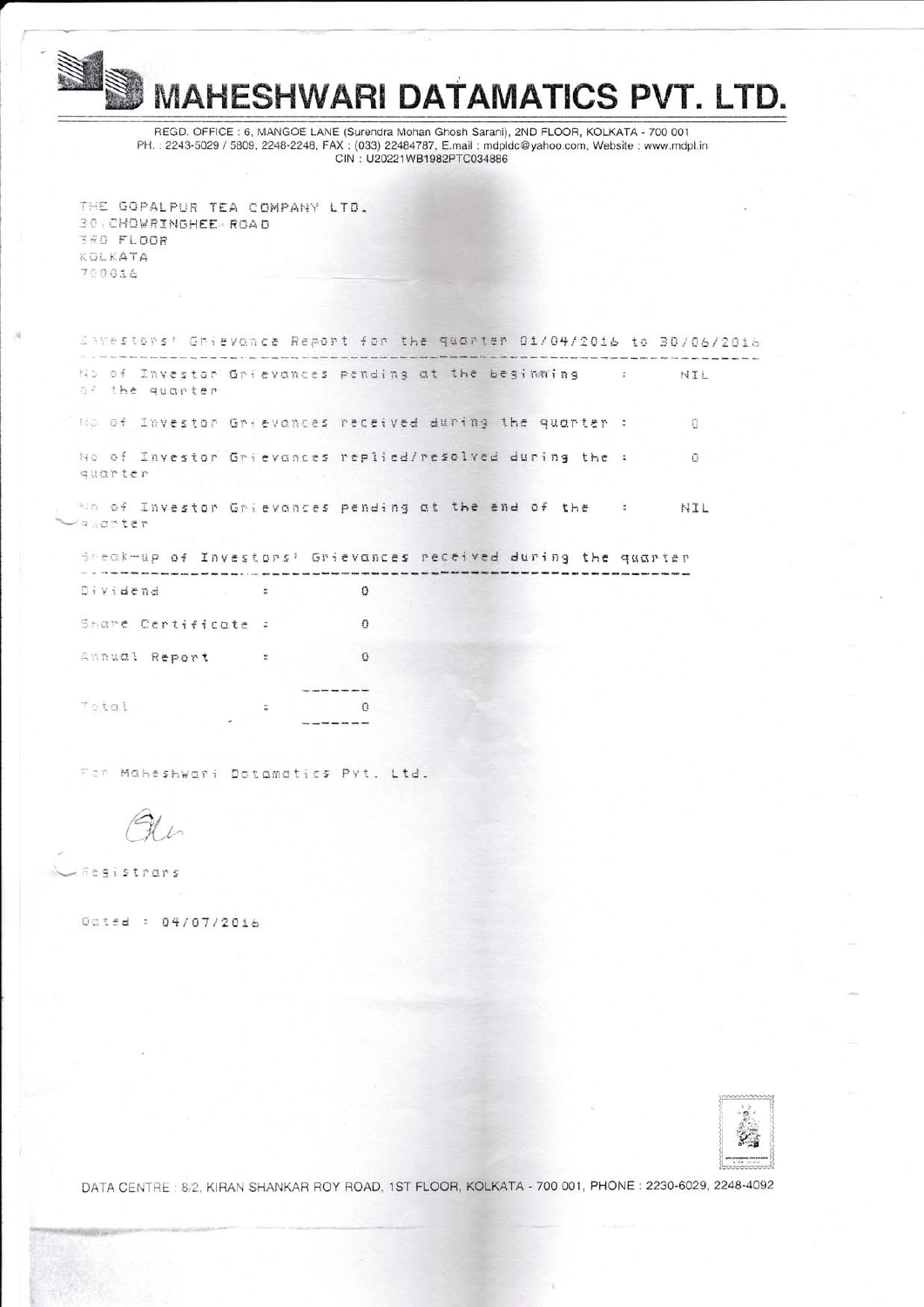# MAHESHWARI DATAMATICS PVT. LTD.

REGD. OFFICE : 6, MANGOE LANE (Surendra Mohan Ghosh Sarani), 2ND FLOOR, KOLKATA - 700 001
PH. : 2243-5029 / 5809, 2248-2248, FAX : (033) 22484787, E.mail : mdpldc@yahoo.com, Website : www.mdpl.in
CIN : U20221WB1982PTC034886

THE GOPALPUR TEA COMPANY LTD.
30,CHOWRINGHEE ROAD
3RD FLOOR
KOLKATA
700016

Investors' Grievance Report for the quarter 01/04/2016 to 30/06/2016

| | | |
|---|---|---|
| No of Investor Grievances pending at the beginning of the quarter | : | NIL |
| No of Investor Grievances received during the quarter | : | 0 |
| No of Investor Grievances replied/resolved during the quarter | : | 0 |
| No of Investor Grievances pending at the end of the quarter | : | NIL |

Break-up of Investors' Grievances received during the quarter

| | | |
|---|---|---|
| Dividend | : | 0 |
| Share Certificate | : | 0 |
| Annual Report | : | 0 |
| Total | : | 0 |

For Maheshwari Datamatics Pvt. Ltd.

Registrars

Dated : 04/07/2016

DATA CENTRE : 8/2, KIRAN SHANKAR ROY ROAD, 1ST FLOOR, KOLKATA - 700 001, PHONE : 2230-6029, 2248-4092